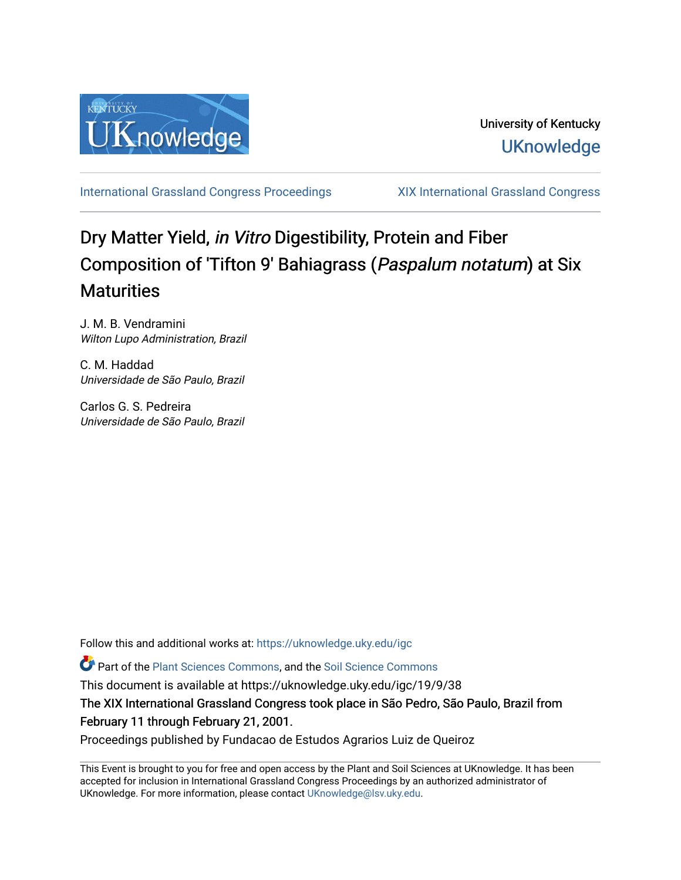University of Kentucky

UKnowledge

International Grassland Congress Proceedings

XIX International Grassland Congress

# Dry Matter Yield, *in Vitro* Digestibility, Protein and Fiber Composition of 'Tifton 9' Bahiagrass (*Paspalum notatum*) at Six Maturities

J. M. B. Vendramini
*Wilton Lupo Administration, Brazil*

C. M. Haddad
*Universidade de São Paulo, Brazil*

Carlos G. S. Pedreira
*Universidade de São Paulo, Brazil*

Follow this and additional works at: https://uknowledge.uky.edu/igc

Part of the Plant Sciences Commons, and the Soil Science Commons

This document is available at https://uknowledge.uky.edu/igc/19/9/38

The XIX International Grassland Congress took place in São Pedro, São Paulo, Brazil from February 11 through February 21, 2001.

Proceedings published by Fundacao de Estudos Agrarios Luiz de Queiroz

This Event is brought to you for free and open access by the Plant and Soil Sciences at UKnowledge. It has been accepted for inclusion in International Grassland Congress Proceedings by an authorized administrator of UKnowledge. For more information, please contact UKnowledge@lsv.uky.edu.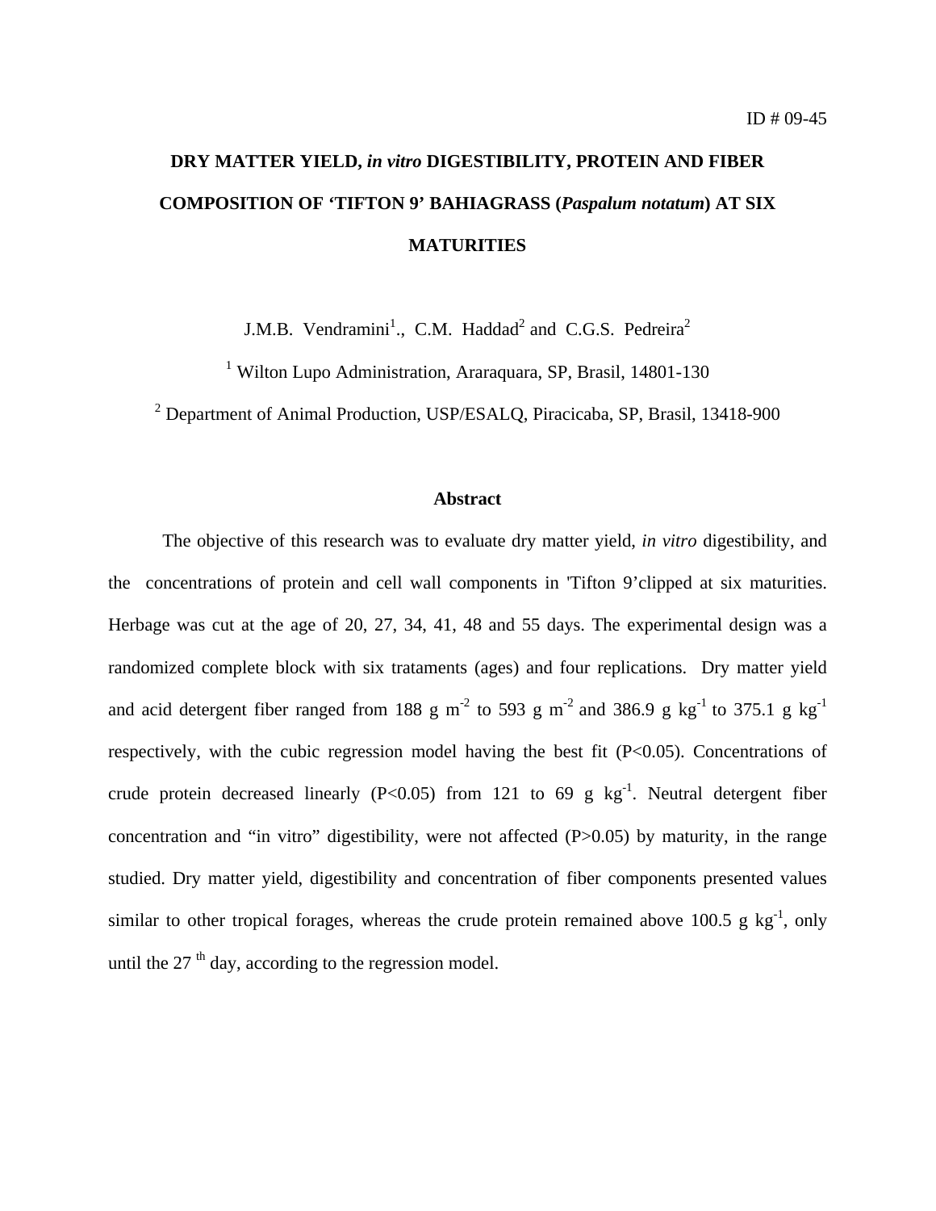ID # 09-45

# DRY MATTER YIELD, *in vitro* DIGESTIBILITY, PROTEIN AND FIBER COMPOSITION OF 'TIFTON 9' BAHIAGRASS (*Paspalum notatum*) AT SIX MATURITIES

J.M.B. Vendramini[1]., C.M. Haddad[2] and C.G.S. Pedreira[2]

[1] Wilton Lupo Administration, Araraquara, SP, Brasil, 14801-130

[2] Department of Animal Production, USP/ESALQ, Piracicaba, SP, Brasil, 13418-900

## Abstract

The objective of this research was to evaluate dry matter yield, *in vitro* digestibility, and the concentrations of protein and cell wall components in 'Tifton 9'clipped at six maturities. Herbage was cut at the age of 20, 27, 34, 41, 48 and 55 days. The experimental design was a randomized complete block with six trataments (ages) and four replications. Dry matter yield and acid detergent fiber ranged from 188 g $m^{-2}$ to 593 g $m^{-2}$ and 386.9 g $kg^{-1}$ to 375.1 g $kg^{-1}$ respectively, with the cubic regression model having the best fit ($P<0.05$). Concentrations of crude protein decreased linearly ($P<0.05$) from 121 to 69 g $kg^{-1}$. Neutral detergent fiber concentration and "in vitro" digestibility, were not affected ($P>0.05$) by maturity, in the range studied. Dry matter yield, digestibility and concentration of fiber components presented values similar to other tropical forages, whereas the crude protein remained above 100.5 g $kg^{-1}$, only until the 27 th day, according to the regression model.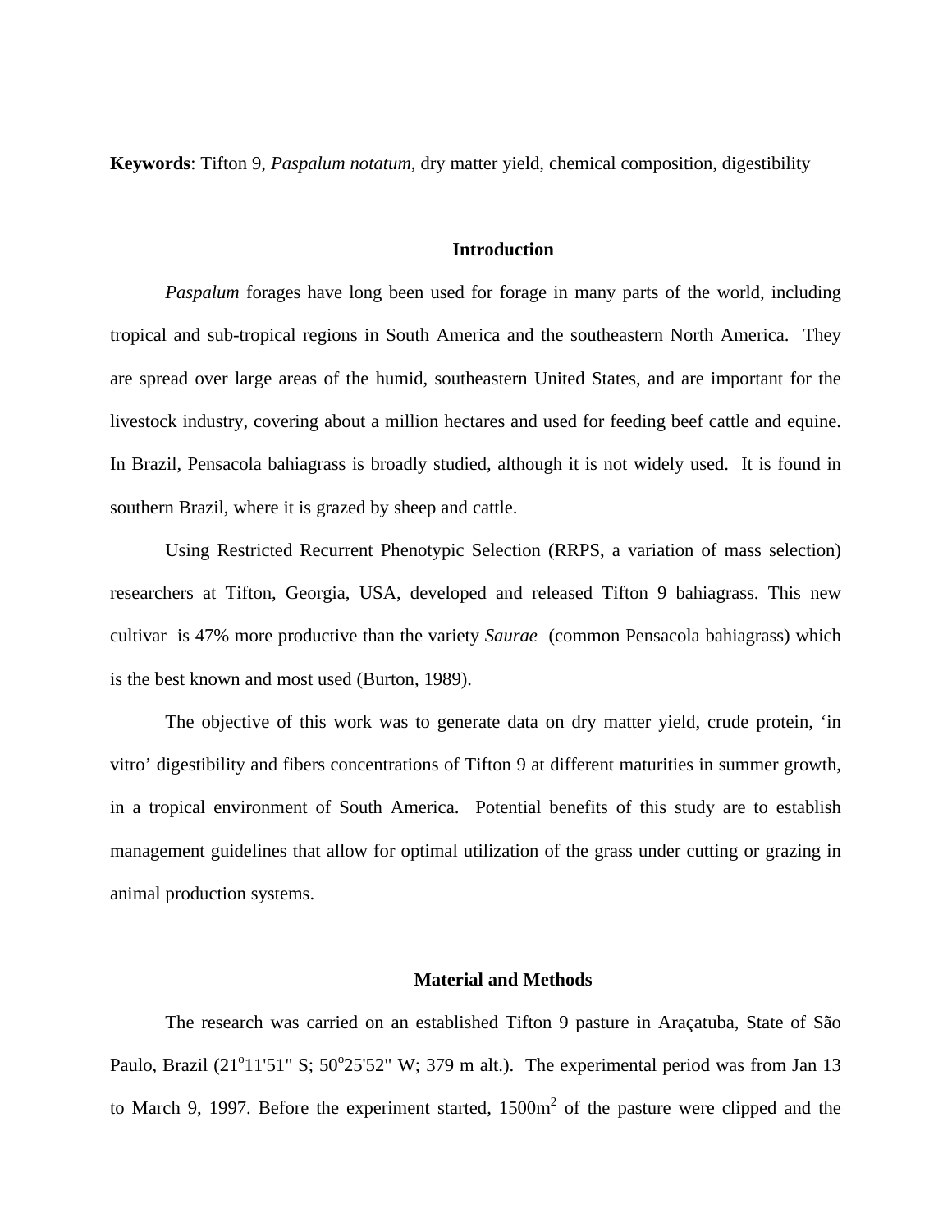**Keywords**: Tifton 9, *Paspalum notatum*, dry matter yield, chemical composition, digestibility

## Introduction

*Paspalum* forages have long been used for forage in many parts of the world, including tropical and sub-tropical regions in South America and the southeastern North America. They are spread over large areas of the humid, southeastern United States, and are important for the livestock industry, covering about a million hectares and used for feeding beef cattle and equine. In Brazil, Pensacola bahiagrass is broadly studied, although it is not widely used. It is found in southern Brazil, where it is grazed by sheep and cattle.

Using Restricted Recurrent Phenotypic Selection (RRPS, a variation of mass selection) researchers at Tifton, Georgia, USA, developed and released Tifton 9 bahiagrass. This new cultivar is 47% more productive than the variety *Saurae* (common Pensacola bahiagrass) which is the best known and most used (Burton, 1989).

The objective of this work was to generate data on dry matter yield, crude protein, 'in vitro' digestibility and fibers concentrations of Tifton 9 at different maturities in summer growth, in a tropical environment of South America. Potential benefits of this study are to establish management guidelines that allow for optimal utilization of the grass under cutting or grazing in animal production systems.

## Material and Methods

The research was carried on an established Tifton 9 pasture in Araçatuba, State of São Paulo, Brazil (21°11'51" S; 50°25'52" W; 379 m alt.). The experimental period was from Jan 13 to March 9, 1997. Before the experiment started, 1500m$^2$ of the pasture were clipped and the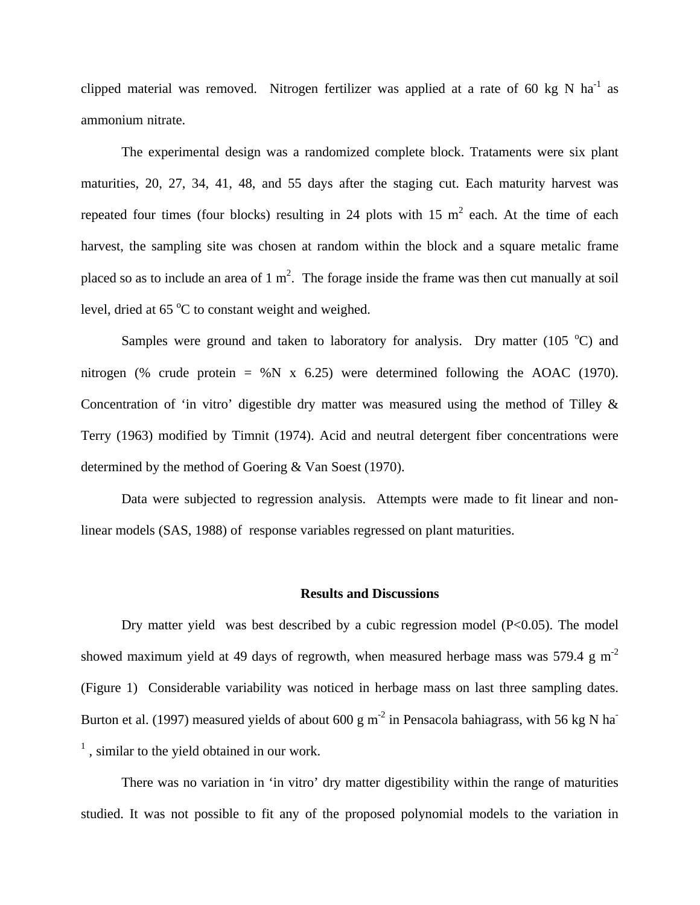clipped material was removed. Nitrogen fertilizer was applied at a rate of 60 kg N $ha^{-1}$ as ammonium nitrate.

The experimental design was a randomized complete block. Trataments were six plant maturities, 20, 27, 34, 41, 48, and 55 days after the staging cut. Each maturity harvest was repeated four times (four blocks) resulting in 24 plots with 15 $m^2$ each. At the time of each harvest, the sampling site was chosen at random within the block and a square metalic frame placed so as to include an area of 1 $m^2$. The forage inside the frame was then cut manually at soil level, dried at 65 $^oC$ to constant weight and weighed.

Samples were ground and taken to laboratory for analysis. Dry matter (105 $^oC$) and nitrogen (% crude protein = %N x 6.25) were determined following the AOAC (1970). Concentration of 'in vitro' digestible dry matter was measured using the method of Tilley & Terry (1963) modified by Timnit (1974). Acid and neutral detergent fiber concentrations were determined by the method of Goering & Van Soest (1970).

Data were subjected to regression analysis. Attempts were made to fit linear and non-linear models (SAS, 1988) of response variables regressed on plant maturities.

## Results and Discussions

Dry matter yield was best described by a cubic regression model ($P<0.05$). The model showed maximum yield at 49 days of regrowth, when measured herbage mass was 579.4 g $m^{-2}$ (Figure 1) Considerable variability was noticed in herbage mass on last three sampling dates. Burton et al. (1997) measured yields of about 600 g $m^{-2}$ in Pensacola bahiagrass, with 56 kg N $ha^{-1}$ , similar to the yield obtained in our work.

There was no variation in 'in vitro' dry matter digestibility within the range of maturities studied. It was not possible to fit any of the proposed polynomial models to the variation in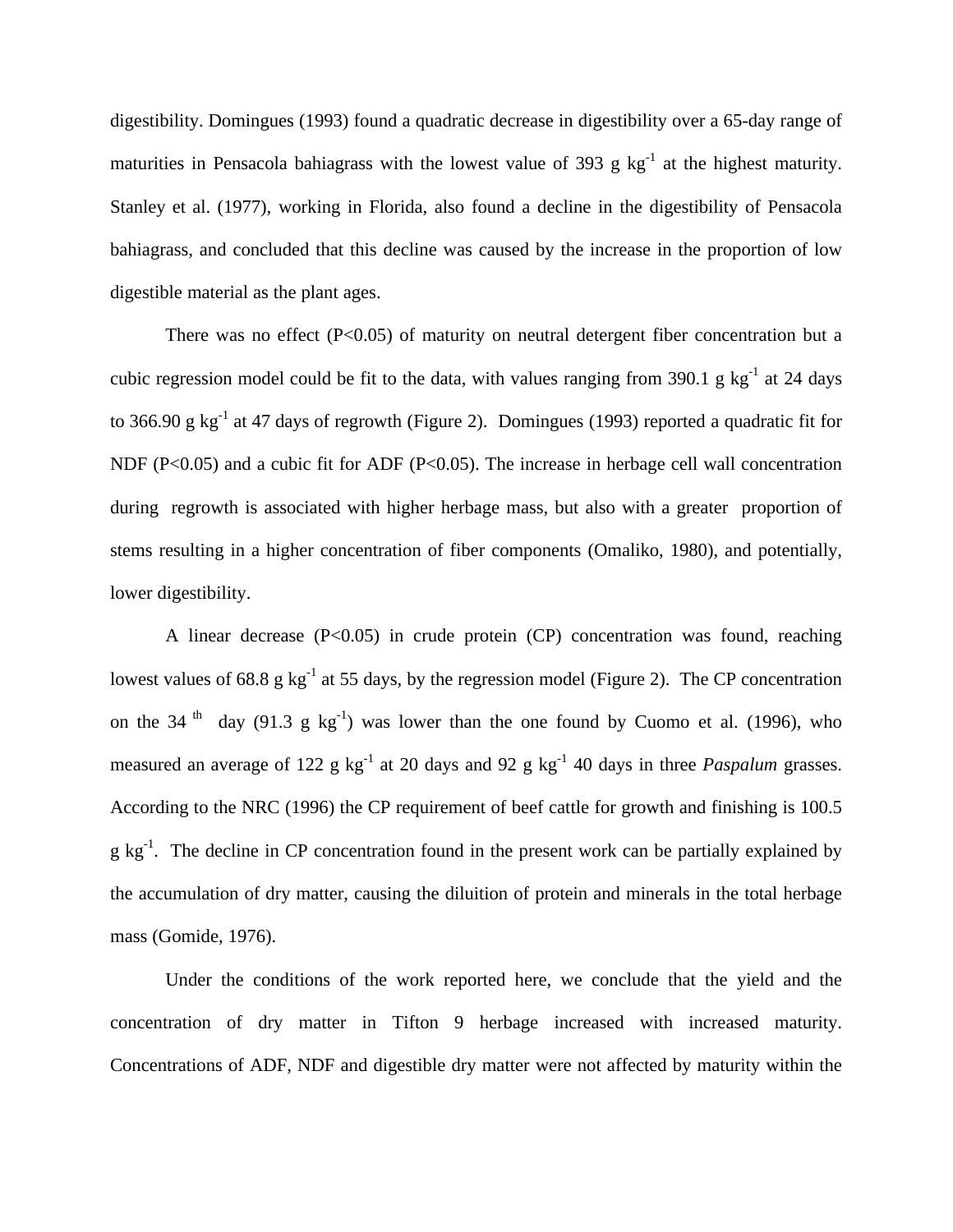digestibility. Domingues (1993) found a quadratic decrease in digestibility over a 65-day range of maturities in Pensacola bahiagrass with the lowest value of 393 g kg$^{-1}$ at the highest maturity. Stanley et al. (1977), working in Florida, also found a decline in the digestibility of Pensacola bahiagrass, and concluded that this decline was caused by the increase in the proportion of low digestible material as the plant ages.

There was no effect ($P<0.05$) of maturity on neutral detergent fiber concentration but a cubic regression model could be fit to the data, with values ranging from 390.1 g kg$^{-1}$ at 24 days to 366.90 g kg$^{-1}$ at 47 days of regrowth (Figure 2). Domingues (1993) reported a quadratic fit for NDF ($P<0.05$) and a cubic fit for ADF ($P<0.05$). The increase in herbage cell wall concentration during regrowth is associated with higher herbage mass, but also with a greater proportion of stems resulting in a higher concentration of fiber components (Omaliko, 1980), and potentially, lower digestibility.

A linear decrease ($P<0.05$) in crude protein (CP) concentration was found, reaching lowest values of 68.8 g kg$^{-1}$ at 55 days, by the regression model (Figure 2). The CP concentration on the 34$^{th}$ day (91.3 g kg$^{-1}$) was lower than the one found by Cuomo et al. (1996), who measured an average of 122 g kg$^{-1}$ at 20 days and 92 g kg$^{-1}$ 40 days in three *Paspalum* grasses. According to the NRC (1996) the CP requirement of beef cattle for growth and finishing is 100.5 g kg$^{-1}$. The decline in CP concentration found in the present work can be partially explained by the accumulation of dry matter, causing the diluition of protein and minerals in the total herbage mass (Gomide, 1976).

Under the conditions of the work reported here, we conclude that the yield and the concentration of dry matter in Tifton 9 herbage increased with increased maturity. Concentrations of ADF, NDF and digestible dry matter were not affected by maturity within the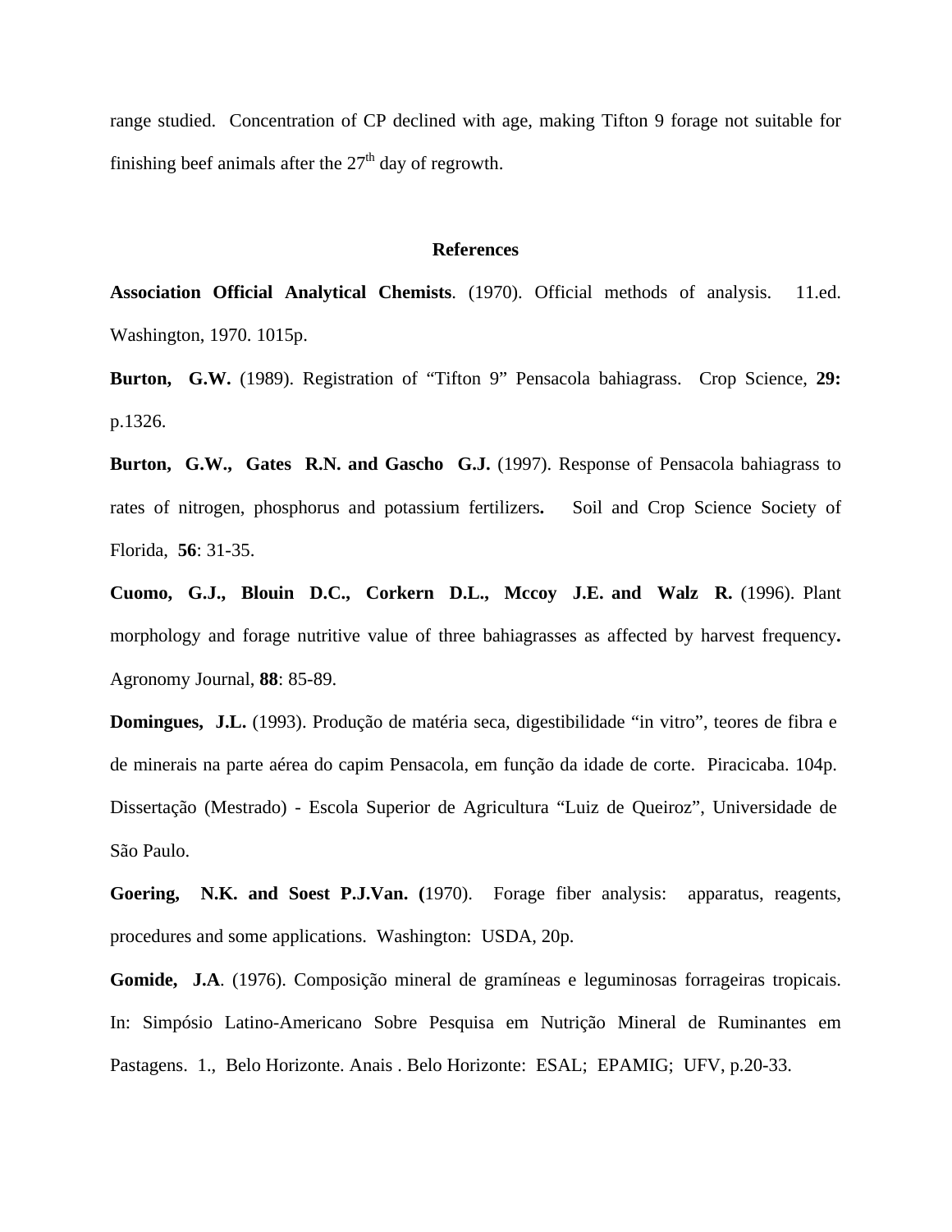range studied. Concentration of CP declined with age, making Tifton 9 forage not suitable for finishing beef animals after the 27th day of regrowth.

## References

**Association Official Analytical Chemists**. (1970). Official methods of analysis. 11.ed. Washington, 1970. 1015p.

**Burton, G.W.** (1989). Registration of "Tifton 9" Pensacola bahiagrass. Crop Science, **29:** p.1326.

**Burton, G.W., Gates R.N. and Gascho G.J.** (1997). Response of Pensacola bahiagrass to rates of nitrogen, phosphorus and potassium fertilizers**.** Soil and Crop Science Society of Florida, **56**: 31-35.

**Cuomo, G.J., Blouin D.C., Corkern D.L., Mccoy J.E. and Walz R.** (1996). Plant morphology and forage nutritive value of three bahiagrasses as affected by harvest frequency**.** Agronomy Journal, **88**: 85-89.

**Domingues, J.L.** (1993). Produção de matéria seca, digestibilidade "in vitro", teores de fibra e de minerais na parte aérea do capim Pensacola, em função da idade de corte. Piracicaba. 104p. Dissertação (Mestrado) - Escola Superior de Agricultura "Luiz de Queiroz", Universidade de São Paulo.

**Goering, N.K. and Soest P.J.Van. (**1970). Forage fiber analysis: apparatus, reagents, procedures and some applications. Washington: USDA, 20p.

**Gomide, J.A**. (1976). Composição mineral de gramíneas e leguminosas forrageiras tropicais. In: Simpósio Latino-Americano Sobre Pesquisa em Nutrição Mineral de Ruminantes em Pastagens. 1., Belo Horizonte. Anais . Belo Horizonte: ESAL; EPAMIG; UFV, p.20-33.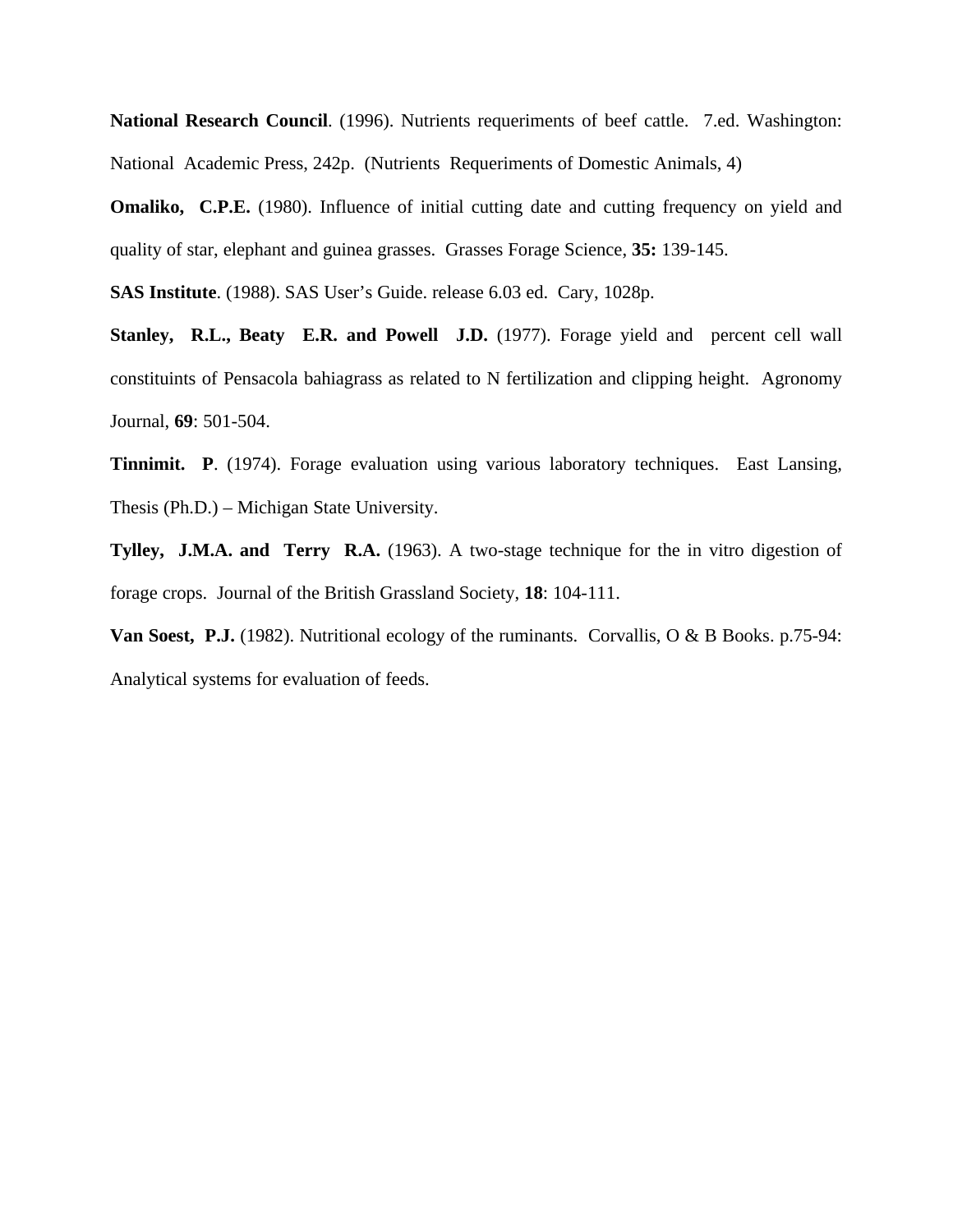**National Research Council**. (1996). Nutrients requeriments of beef cattle. 7.ed. Washington: National Academic Press, 242p. (Nutrients Requeriments of Domestic Animals, 4)

**Omaliko, C.P.E.** (1980). Influence of initial cutting date and cutting frequency on yield and quality of star, elephant and guinea grasses. Grasses Forage Science, **35:** 139-145.

**SAS Institute**. (1988). SAS User's Guide. release 6.03 ed. Cary, 1028p.

**Stanley, R.L., Beaty E.R. and Powell J.D.** (1977). Forage yield and percent cell wall constituints of Pensacola bahiagrass as related to N fertilization and clipping height. Agronomy Journal, **69**: 501-504.

**Tinnimit. P**. (1974). Forage evaluation using various laboratory techniques. East Lansing, Thesis (Ph.D.) – Michigan State University.

**Tylley, J.M.A. and Terry R.A.** (1963). A two-stage technique for the in vitro digestion of forage crops. Journal of the British Grassland Society, **18**: 104-111.

**Van Soest, P.J.** (1982). Nutritional ecology of the ruminants. Corvallis, O & B Books. p.75-94: Analytical systems for evaluation of feeds.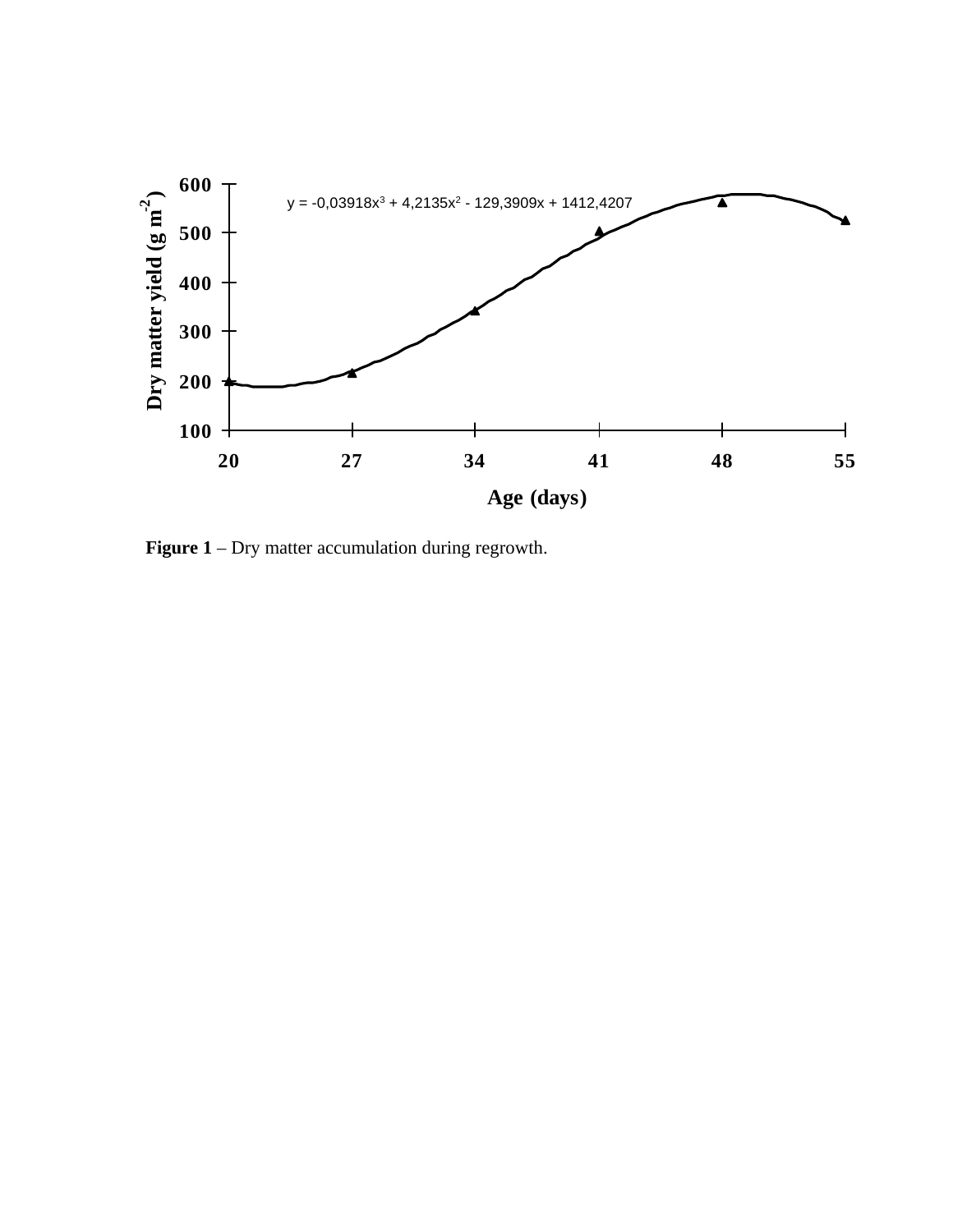**Figure 1** – Dry matter accumulation during regrowth.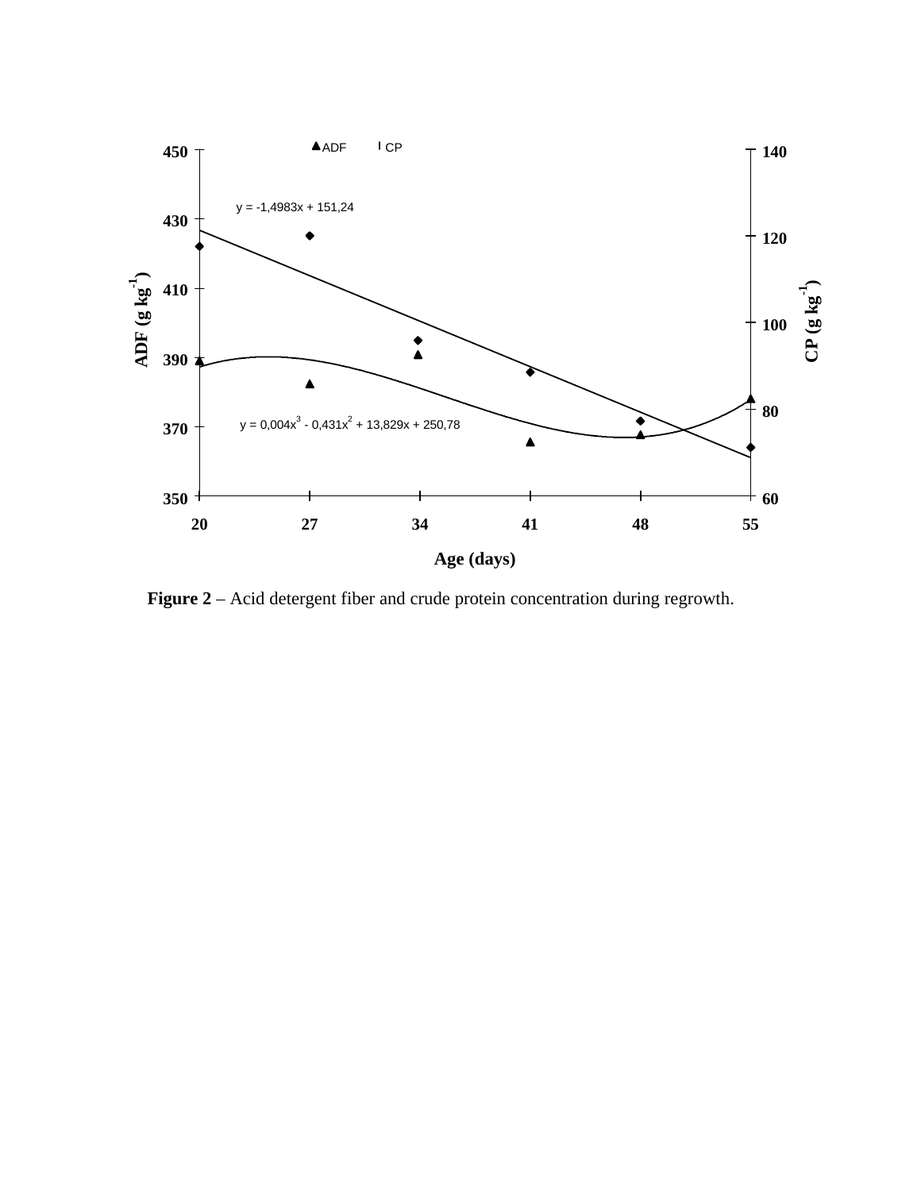ADF CP

450
430
410
390
370
350

ADF (g kg$^{-1}$)

140
120
100
80
60

CP (g kg$^{-1}$)

y = -1,4983x + 151,24

y = 0,004x$^{3}$ - 0,431x$^{2}$ + 13,829x + 250,78

20 27 34 41 48 55

Age (days)

**Figure 2** – Acid detergent fiber and crude protein concentration during regrowth.